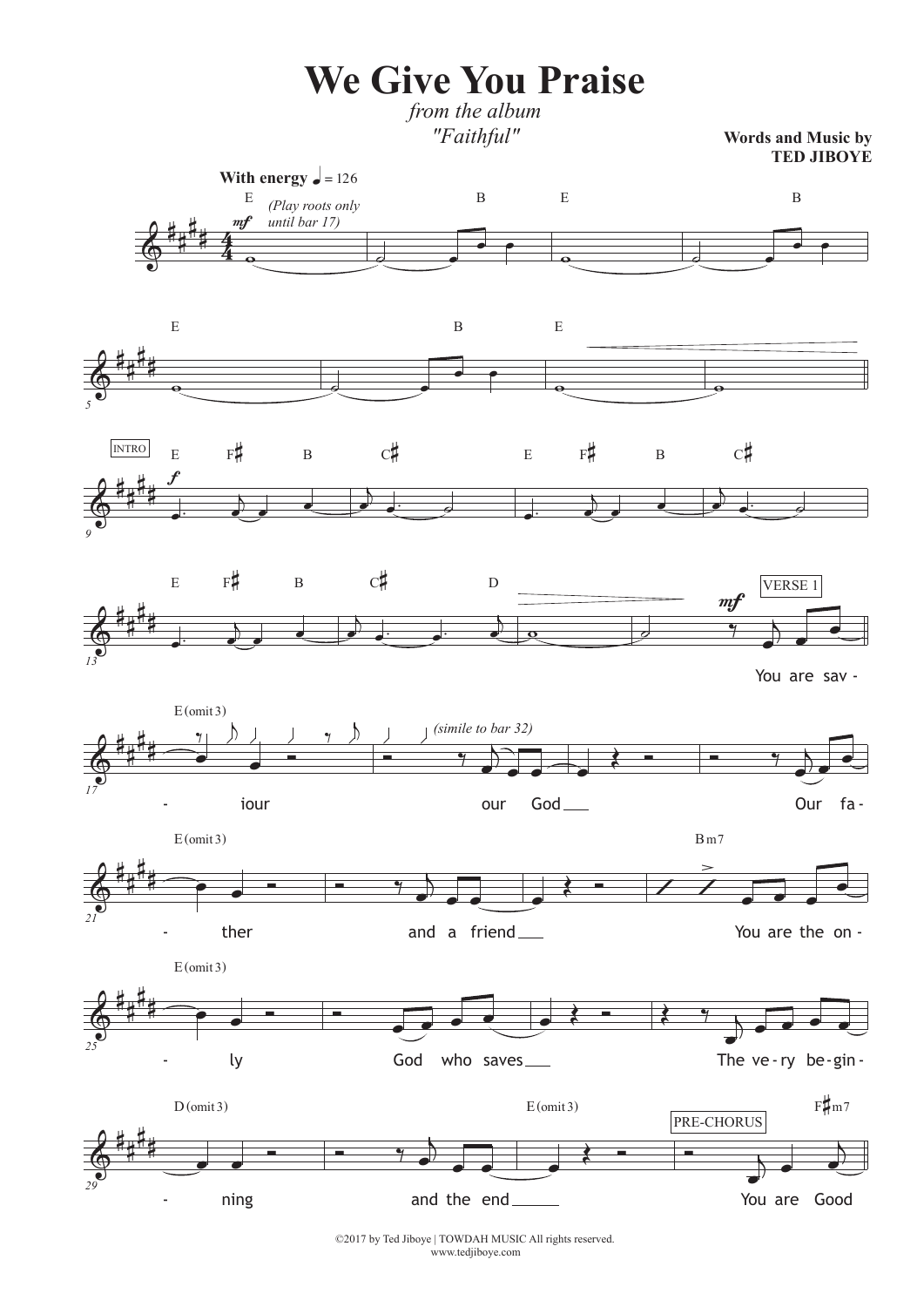# We Give You Praise

*from the album "Faithful"*

**Words and Music by TED JIBOYE**

**With energy** ♩ = 126

E *(Play roots only until bar 17)* B E B

E B E

INTRO

E F♯ B C♯ E F♯ B C♯

E F♯ B C♯ D

VERSE 1

You are sav - iour our God Our fa -

*(simile to bar 32)*

E (omit 3)

ther and a friend You are the on -

E (omit 3) Bm7

ly God who saves The ve - ry be - gin -

E (omit 3)

ning and the end

D (omit 3) E (omit 3)

PRE-CHORUS

You are Good

F♯m7

©2017 by Ted Jiboye | TOWDAH MUSIC All rights reserved.
www.tedjiboye.com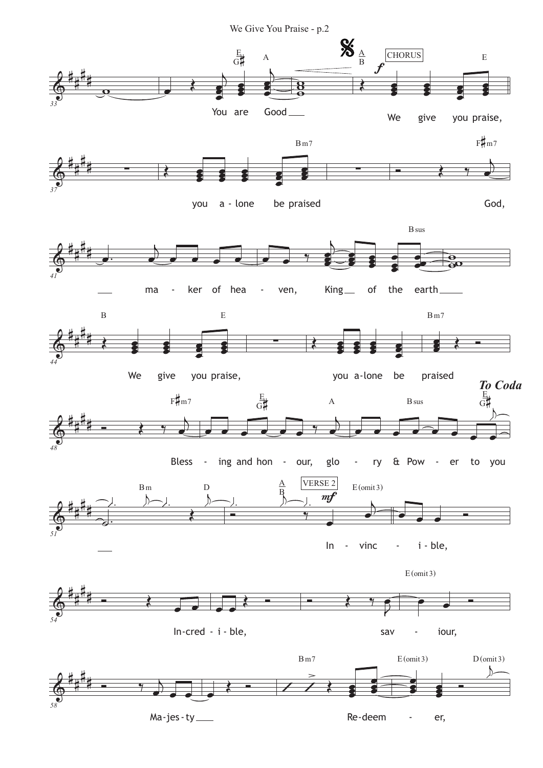CHORUS

VERSE 2

To Coda

E/G♯ A A/B E Bm7 F♯m7 Bsus B E Bm7 F♯m7 E/G♯ A Bsus E/G♯ Bm D A/B E(omit 3) E(omit 3) Bm7 E(omit 3) D(omit 3)

*f* *mf*

You are Good

We give you praise,

you a - lone be praised

God, ma - ker of hea - ven, King of the earth

We give you praise,

you a-lone be praised

Bless - ing and hon - our, glo - ry & Pow - er to you

In - vinc - i - ble,

In-cred - i - ble,

sav - iour,

Ma-jes-ty

Re-deem - er,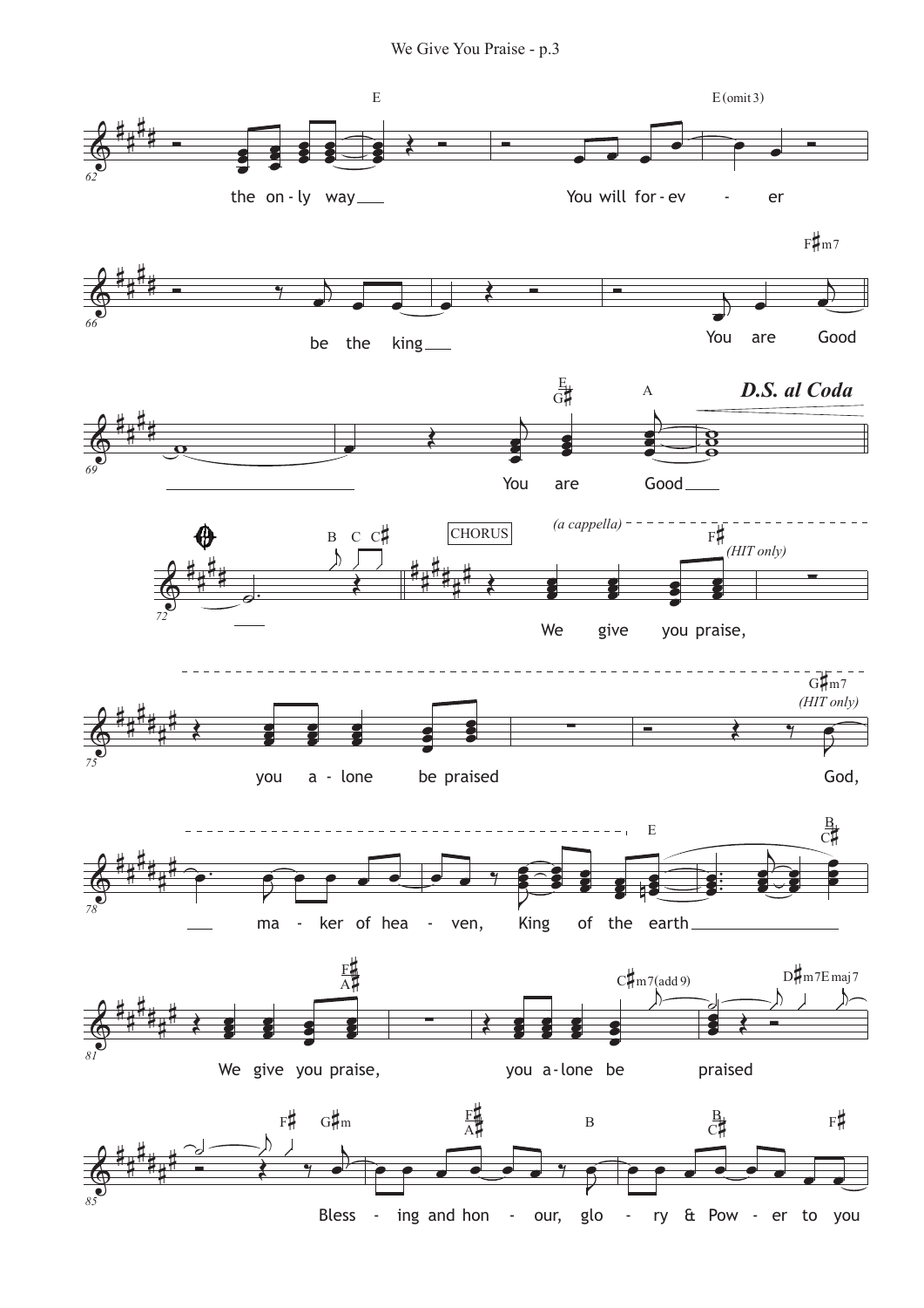E

E (omit 3)

the on - ly way___ You will for - ev - er

be the king___

F♯m7

You are Good

E/G♯ A

*D.S. al Coda*

You are Good___

B C C♯

CHORUS

*(a cappella)*

F♯

*(HIT only)*

We give you praise,

G♯m7

*(HIT only)*

you a - lone be praised God,

E

B/C♯

___ ma - ker of hea - ven, King of the earth___

F♯/A♯

C♯m7(add 9)

D♯m7 Emaj7

We give you praise, you a - lone be praised

F♯ G♯m

F♯/A♯

B

B/C♯

F♯

Bless - ing and hon - our, glo - ry & Pow - er to you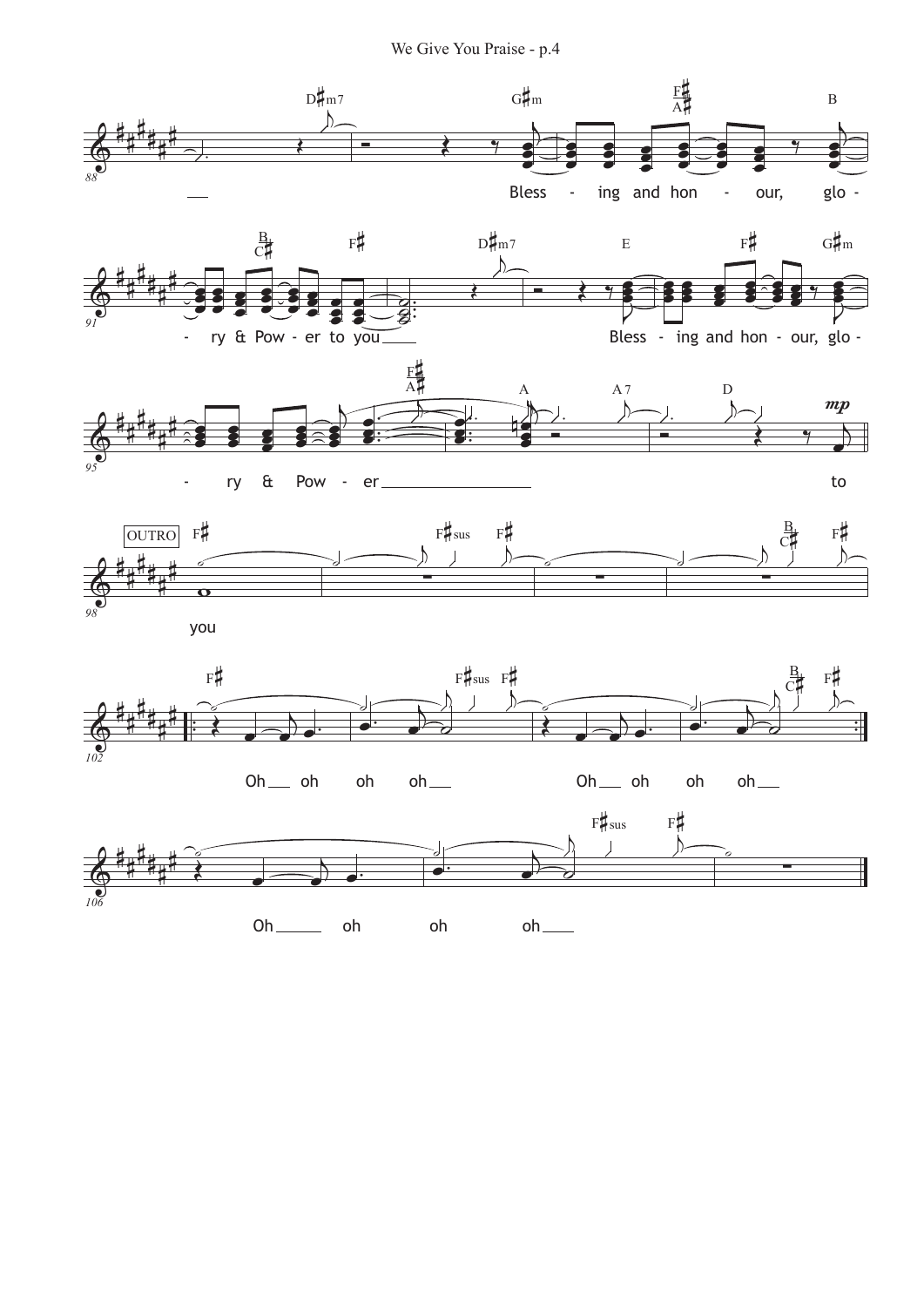D♯m7 G♯m F♯/A♯ B

Bless - ing and hon - our, glo -

B/C♯ F♯ D♯m7 E F♯ G♯m

- ry & Pow - er to you

Bless - ing and hon - our, glo -

F♯/A♯ A A7 D

*mp*

- ry & Pow - er

to

OUTRO

F♯ F♯sus F♯ B/C♯ F♯

you

F♯ F♯sus F♯ B/C♯ F♯

Oh oh oh oh

Oh oh oh oh

F♯sus F♯

Oh oh oh oh